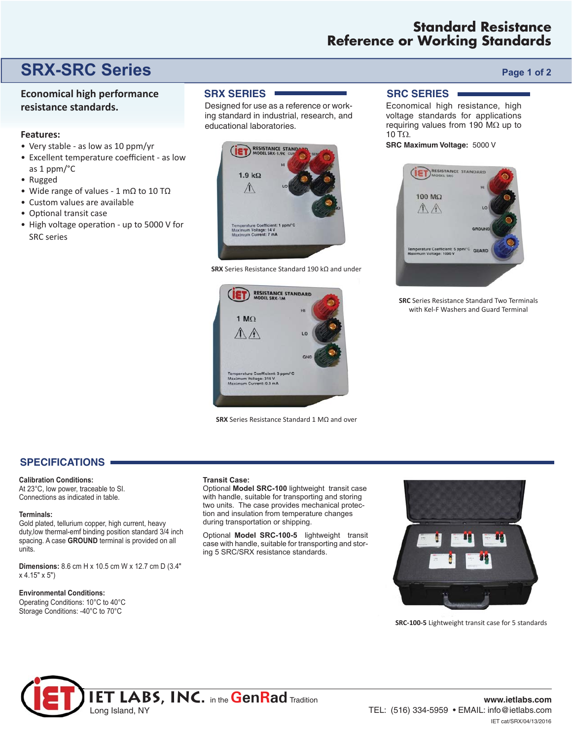# Standard Resistance Reference or Working Standards

## SRX-SRC Series

**Economical high performance resistance standards.**

**Features:**

- Very stable - as low as 10 ppm/yr
- Excellent temperature coefficient - as low as 1 ppm/°C
- Rugged
- Wide range of values - 1 mΩ to 10 TΩ
- Custom values are available
- Optional transit case
- High voltage operation - up to 5000 V for SRC series

### SRX SERIES

Designed for use as a reference or working standard in industrial, research, and educational laboratories.

**SRX** Series Resistance Standard 190 kΩ and under

**SRX** Series Resistance Standard 1 MΩ and over

### SRC SERIES

Economical high resistance, high voltage standards for applications requiring values from 190 MΩ up to 10 TΩ.

**SRC Maximum Voltage:** 5000 V

**SRC** Series Resistance Standard Two Terminals with Kel-F Washers and Guard Terminal

## SPECIFICATIONS

**Calibration Conditions:**
At 23°C, low power, traceable to SI.
Connections as indicated in table.

**Terminals:**
Gold plated, tellurium copper, high current, heavy duty,low thermal-emf binding position standard 3/4 inch spacing. A case **GROUND** terminal is provided on all units.

**Dimensions:** 8.6 cm H x 10.5 cm W x 12.7 cm D (3.4" x 4.15" x 5")

**Environmental Conditions:**
Operating Conditions: 10°C to 40°C
Storage Conditions: -40°C to 70°C

**Transit Case:**
Optional **Model SRC-100** lightweight transit case with handle, suitable for transporting and storing two units. The case provides mechanical protection and insulation from temperature changes during transportation or shipping.

Optional **Model SRC-100-5** lightweight transit case with handle, suitable for transporting and storing 5 SRC/SRX resistance standards.

**SRC-100-5** Lightweight transit case for 5 standards

IET LABS, INC. in the GenRad Tradition
Long Island, NY

www.ietlabs.com
TEL: (516) 334-5959 • EMAIL: info@ietlabs.com
IET cat/SRX/04/13/2016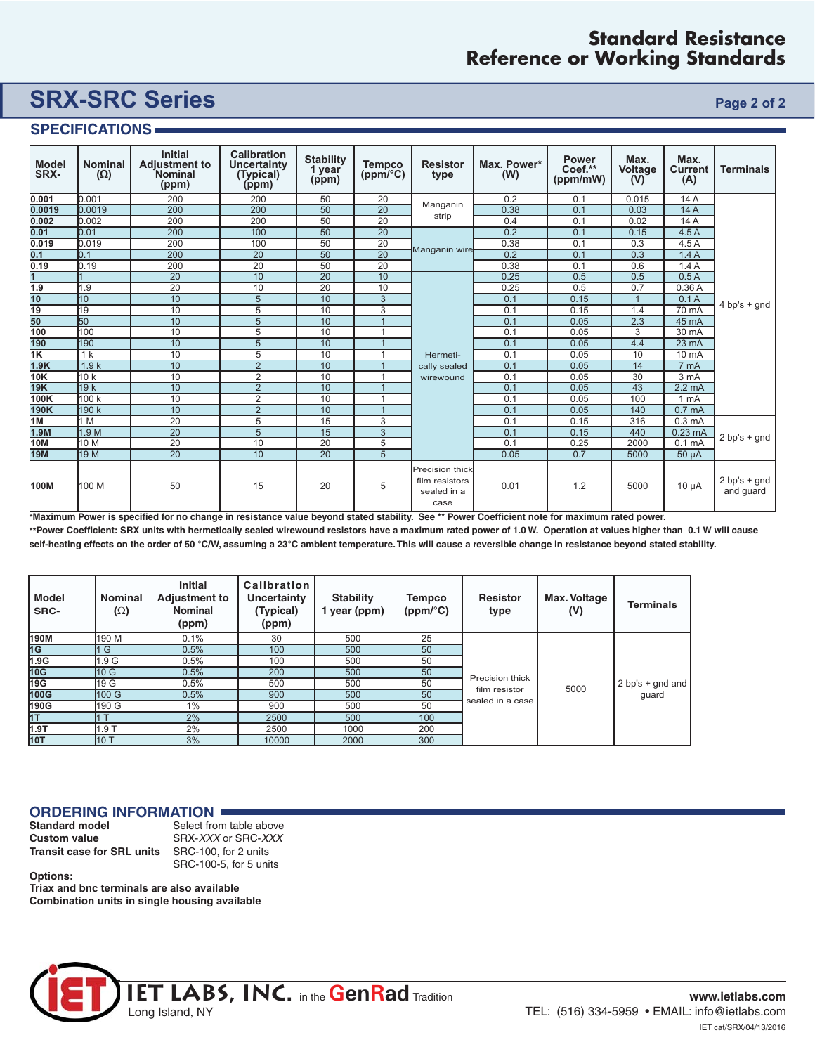# Standard Resistance Reference or Working Standards

## SRX-SRC Series

### SPECIFICATIONS

| Model SRX- | Nominal (Ω) | Initial Adjustment to Nominal (ppm) | Calibration Uncertainty (Typical) (ppm) | Stability 1 year (ppm) | Tempco (ppm/°C) | Resistor type | Max. Power* (W) | Power Coef.** (ppm/mW) | Max. Voltage (V) | Max. Current (A) | Terminals |
|---|---|---|---|---|---|---|---|---|---|---|---|
| **0.001** | 0.001 | 200 | 200 | 50 | 20 | Manganin strip | 0.2 | 0.1 | 0.015 | 14 A | 4 bp's + gnd |
| **0.0019** | 0.0019 | 200 | 200 | 50 | 20 | | 0.38 | 0.1 | 0.03 | 14 A | |
| **0.002** | 0.002 | 200 | 200 | 50 | 20 | | 0.4 | 0.1 | 0.02 | 14 A | |
| **0.01** | 0.01 | 200 | 100 | 50 | 20 | Manganin wire | 0.2 | 0.1 | 0.15 | 4.5 A | |
| **0.019** | 0.019 | 200 | 100 | 50 | 20 | | 0.38 | 0.1 | 0.3 | 4.5 A | |
| **0.1** | 0.1 | 200 | 20 | 50 | 20 | | 0.2 | 0.1 | 0.3 | 1.4 A | |
| **0.19** | 0.19 | 200 | 20 | 50 | 20 | | 0.38 | 0.1 | 0.6 | 1.4 A | |
| **1** | 1 | 20 | 10 | 20 | 10 | Hermeti-cally sealed wirewound | 0.25 | 0.5 | 0.5 | 0.5 A | |
| **1.9** | 1.9 | 20 | 10 | 20 | 10 | | 0.25 | 0.5 | 0.7 | 0.36 A | |
| **10** | 10 | 10 | 5 | 10 | 3 | | 0.1 | 0.15 | 1 | 0.1 A | |
| **19** | 19 | 10 | 5 | 10 | 3 | | 0.1 | 0.15 | 1.4 | 70 mA | |
| **50** | 50 | 10 | 5 | 10 | 1 | | 0.1 | 0.05 | 2.3 | 45 mA | |
| **100** | 100 | 10 | 5 | 10 | 1 | | 0.1 | 0.05 | 3 | 30 mA | |
| **190** | 190 | 10 | 5 | 10 | 1 | | 0.1 | 0.05 | 4.4 | 23 mA | |
| **1K** | 1 k | 10 | 5 | 10 | 1 | | 0.1 | 0.05 | 10 | 10 mA | |
| **1.9K** | 1.9 k | 10 | 2 | 10 | 1 | | 0.1 | 0.05 | 14 | 7 mA | |
| **10K** | 10 k | 10 | 2 | 10 | 1 | | 0.1 | 0.05 | 30 | 3 mA | |
| **19K** | 19 k | 10 | 2 | 10 | 1 | | 0.1 | 0.05 | 43 | 2.2 mA | |
| **100K** | 100 k | 10 | 2 | 10 | 1 | | 0.1 | 0.05 | 100 | 1 mA | |
| **190K** | 190 k | 10 | 2 | 10 | 1 | | 0.1 | 0.05 | 140 | 0.7 mA | |
| **1M** | 1 M | 20 | 5 | 15 | 3 | | 0.1 | 0.15 | 316 | 0.3 mA | 2 bp's + gnd |
| **1.9M** | 1.9 M | 20 | 5 | 15 | 3 | | 0.1 | 0.15 | 440 | 0.23 mA | |
| **10M** | 10 M | 20 | 10 | 20 | 5 | | 0.1 | 0.25 | 2000 | 0.1 mA | |
| **19M** | 19 M | 20 | 10 | 20 | 5 | | 0.05 | 0.7 | 5000 | 50 µA | |
| **100M** | 100 M | 50 | 15 | 20 | 5 | Precision thick film resistors sealed in a case | 0.01 | 1.2 | 5000 | 10 µA | 2 bp's + gnd and guard |

***Maximum Power is specified for no change in resistance value beyond stated stability. See ** Power Coefficient note for maximum rated power.**

****Power Coefficient: SRX units with hermetically sealed wirewound resistors have a maximum rated power of 1.0 W. Operation at values higher than 0.1 W will cause self-heating effects on the order of 50 °C/W, assuming a 23°C ambient temperature. This will cause a reversible change in resistance beyond stated stability.**

| Model SRC- | Nominal (Ω) | Initial Adjustment to Nominal (ppm) | Calibration Uncertainty (Typical) (ppm) | Stability 1 year (ppm) | Tempco (ppm/°C) | Resistor type | Max. Voltage (V) | Terminals |
|---|---|---|---|---|---|---|---|---|
| **190M** | 190 M | 0.1% | 30 | 500 | 25 | Precision thick film resistor sealed in a case | 5000 | 2 bp's + gnd and guard |
| **1G** | 1 G | 0.5% | 100 | 500 | 50 | | | |
| **1.9G** | 1.9 G | 0.5% | 100 | 500 | 50 | | | |
| **10G** | 10 G | 0.5% | 200 | 500 | 50 | | | |
| **19G** | 19 G | 0.5% | 500 | 500 | 50 | | | |
| **100G** | 100 G | 0.5% | 900 | 500 | 50 | | | |
| **190G** | 190 G | 1% | 900 | 500 | 50 | | | |
| **1T** | 1 T | 2% | 2500 | 500 | 100 | | | |
| **1.9T** | 1.9 T | 2% | 2500 | 1000 | 200 | | | |
| **10T** | 10 T | 3% | 10000 | 2000 | 300 | | | |

### ORDERING INFORMATION

**Standard model** Select from table above
**Custom value** SRX-*XXX* or SRC-*XXX*
**Transit case for SRL units** SRC-100, for 2 units
SRC-100-5, for 5 units

**Options:**
**Triax and bnc terminals are also available**
**Combination units in single housing available**

IET LABS, INC. in the GenRad Tradition
Long Island, NY

www.ietlabs.com
TEL: (516) 334-5959 • EMAIL: info@ietlabs.com
IET cat/SRX/04/13/2016